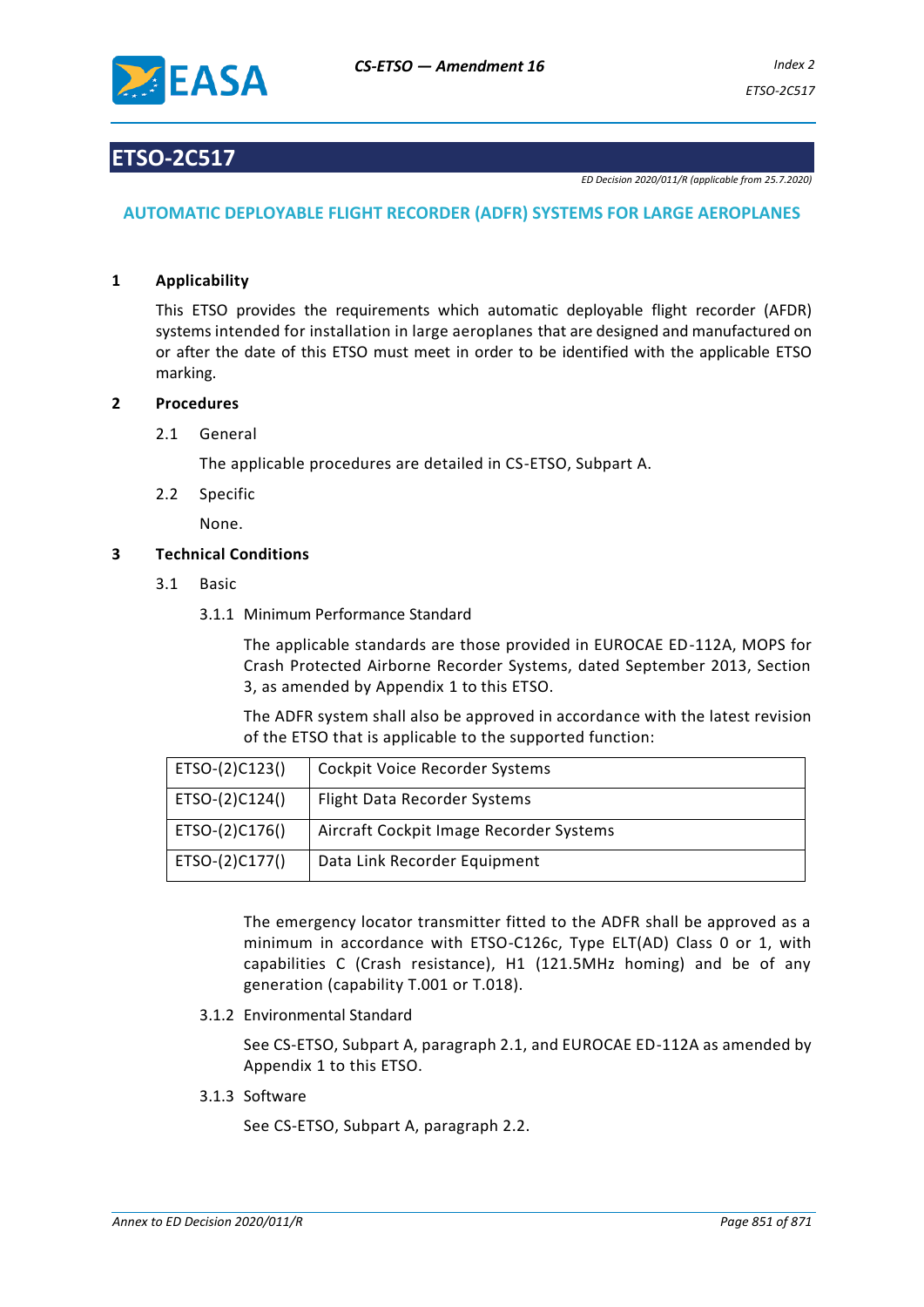# ETSO-2C517

*ED Decision 2020/011/R (applicable from 25.7.2020)*

## AUTOMATIC DEPLOYABLE FLIGHT RECORDER (ADFR) SYSTEMS FOR LARGE AEROPLANES

### 1 Applicability

This ETSO provides the requirements which automatic deployable flight recorder (AFDR) systems intended for installation in large aeroplanes that are designed and manufactured on or after the date of this ETSO must meet in order to be identified with the applicable ETSO marking.

### 2 Procedures

2.1 General

The applicable procedures are detailed in CS-ETSO, Subpart A.

2.2 Specific

None.

### 3 Technical Conditions

3.1 Basic

3.1.1 Minimum Performance Standard

The applicable standards are those provided in EUROCAE ED-112A, MOPS for Crash Protected Airborne Recorder Systems, dated September 2013, Section 3, as amended by Appendix 1 to this ETSO.

The ADFR system shall also be approved in accordance with the latest revision of the ETSO that is applicable to the supported function:

| | |
|---|---|
| ETSO-(2)C123() | Cockpit Voice Recorder Systems |
| ETSO-(2)C124() | Flight Data Recorder Systems |
| ETSO-(2)C176() | Aircraft Cockpit Image Recorder Systems |
| ETSO-(2)C177() | Data Link Recorder Equipment |

The emergency locator transmitter fitted to the ADFR shall be approved as a minimum in accordance with ETSO-C126c, Type ELT(AD) Class 0 or 1, with capabilities C (Crash resistance), H1 (121.5MHz homing) and be of any generation (capability T.001 or T.018).

3.1.2 Environmental Standard

See CS-ETSO, Subpart A, paragraph 2.1, and EUROCAE ED-112A as amended by Appendix 1 to this ETSO.

3.1.3 Software

See CS-ETSO, Subpart A, paragraph 2.2.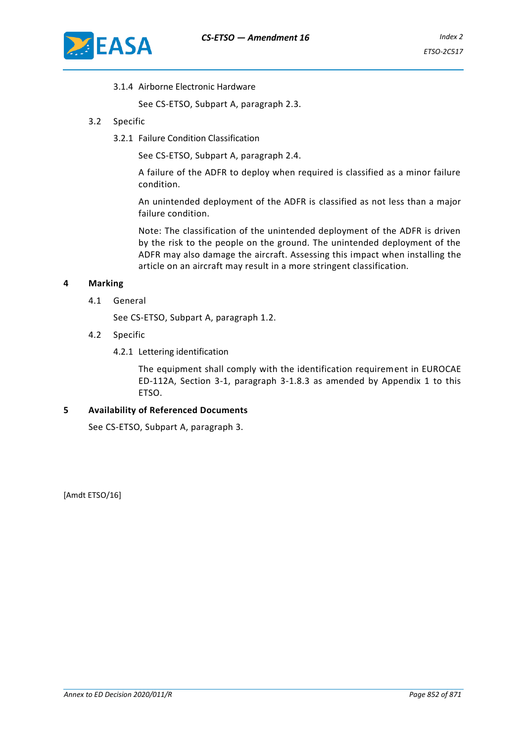3.1.4 Airborne Electronic Hardware

See CS-ETSO, Subpart A, paragraph 2.3.

3.2 Specific

3.2.1 Failure Condition Classification

See CS-ETSO, Subpart A, paragraph 2.4.

A failure of the ADFR to deploy when required is classified as a minor failure condition.

An unintended deployment of the ADFR is classified as not less than a major failure condition.

Note: The classification of the unintended deployment of the ADFR is driven by the risk to the people on the ground. The unintended deployment of the ADFR may also damage the aircraft. Assessing this impact when installing the article on an aircraft may result in a more stringent classification.

## 4 Marking

4.1 General

See CS-ETSO, Subpart A, paragraph 1.2.

4.2 Specific

4.2.1 Lettering identification

The equipment shall comply with the identification requirement in EUROCAE ED-112A, Section 3-1, paragraph 3-1.8.3 as amended by Appendix 1 to this ETSO.

## 5 Availability of Referenced Documents

See CS-ETSO, Subpart A, paragraph 3.

[Amdt ETSO/16]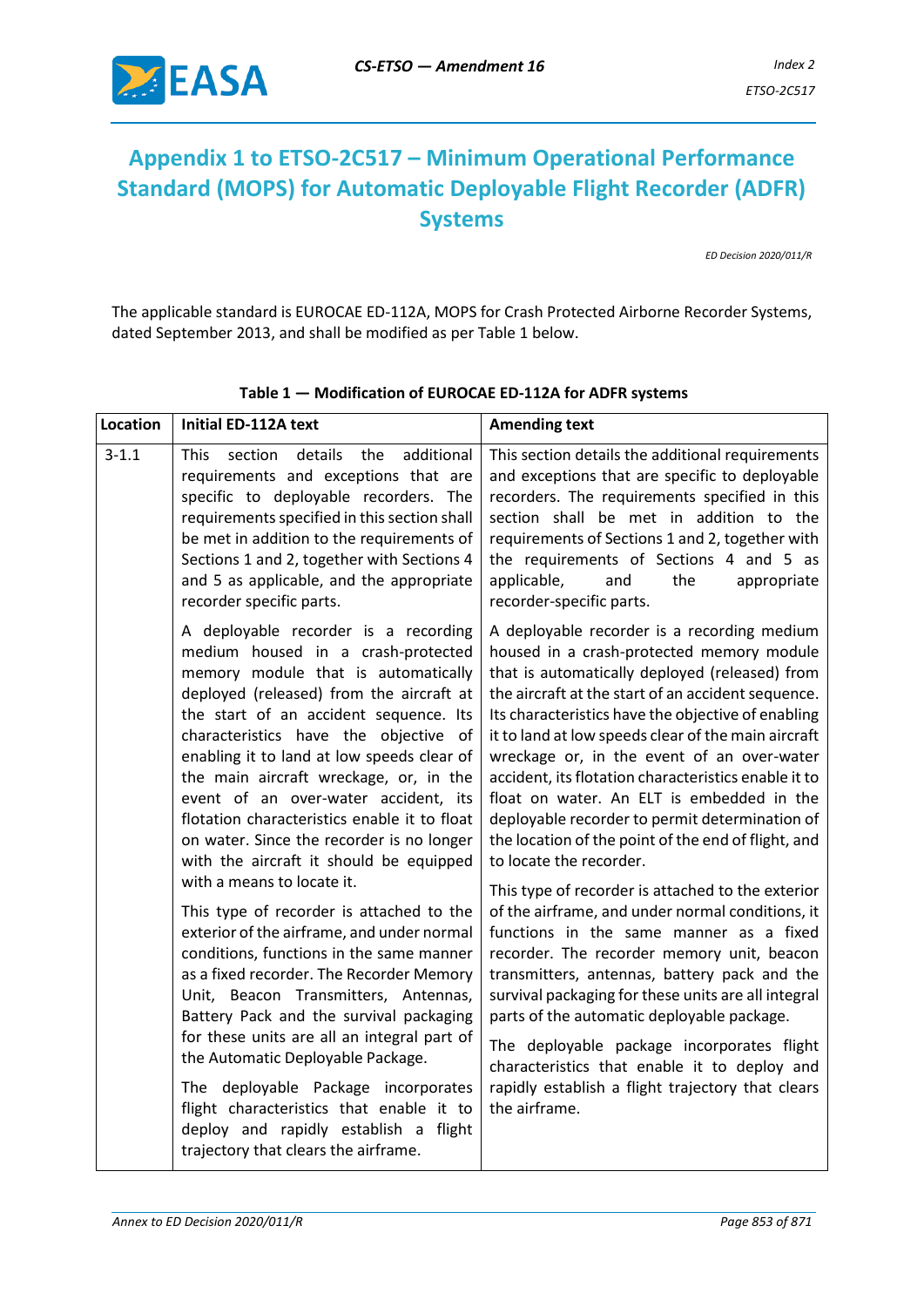# Appendix 1 to ETSO-2C517 – Minimum Operational Performance Standard (MOPS) for Automatic Deployable Flight Recorder (ADFR) Systems

*ED Decision 2020/011/R*

The applicable standard is EUROCAE ED-112A, MOPS for Crash Protected Airborne Recorder Systems, dated September 2013, and shall be modified as per Table 1 below.

**Table 1 — Modification of EUROCAE ED-112A for ADFR systems**

| Location | Initial ED-112A text | Amending text |
|---|---|---|
| 3-1.1 | This section details the additional requirements and exceptions that are specific to deployable recorders. The requirements specified in this section shall be met in addition to the requirements of Sections 1 and 2, together with Sections 4 and 5 as applicable, and the appropriate recorder specific parts.<br><br>A deployable recorder is a recording medium housed in a crash-protected memory module that is automatically deployed (released) from the aircraft at the start of an accident sequence. Its characteristics have the objective of enabling it to land at low speeds clear of the main aircraft wreckage, or, in the event of an over-water accident, its flotation characteristics enable it to float on water. Since the recorder is no longer with the aircraft it should be equipped with a means to locate it.<br><br>This type of recorder is attached to the exterior of the airframe, and under normal conditions, functions in the same manner as a fixed recorder. The Recorder Memory Unit, Beacon Transmitters, Antennas, Battery Pack and the survival packaging for these units are all an integral part of the Automatic Deployable Package.<br><br>The deployable Package incorporates flight characteristics that enable it to deploy and rapidly establish a flight trajectory that clears the airframe. | This section details the additional requirements and exceptions that are specific to deployable recorders. The requirements specified in this section shall be met in addition to the requirements of Sections 1 and 2, together with the requirements of Sections 4 and 5 as applicable, and the appropriate recorder-specific parts.<br><br>A deployable recorder is a recording medium housed in a crash-protected memory module that is automatically deployed (released) from the aircraft at the start of an accident sequence. Its characteristics have the objective of enabling it to land at low speeds clear of the main aircraft wreckage or, in the event of an over-water accident, its flotation characteristics enable it to float on water. An ELT is embedded in the deployable recorder to permit determination of the location of the point of the end of flight, and to locate the recorder.<br><br>This type of recorder is attached to the exterior of the airframe, and under normal conditions, it functions in the same manner as a fixed recorder. The recorder memory unit, beacon transmitters, antennas, battery pack and the survival packaging for these units are all integral parts of the automatic deployable package.<br><br>The deployable package incorporates flight characteristics that enable it to deploy and rapidly establish a flight trajectory that clears the airframe. |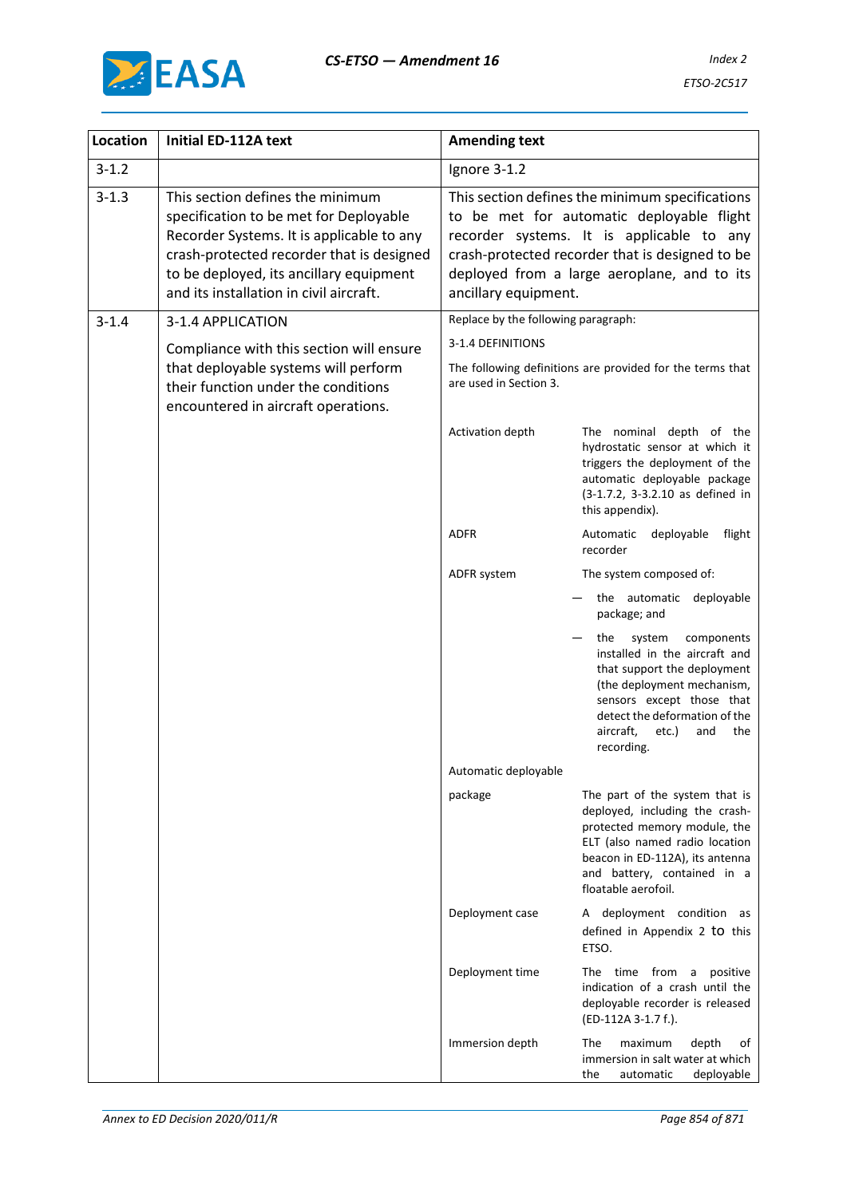| Location | Initial ED-112A text | Amending text |
|---|---|---|
| 3-1.2 | | Ignore 3-1.2 |
| 3-1.3 | This section defines the minimum specification to be met for Deployable Recorder Systems. It is applicable to any crash-protected recorder that is designed to be deployed, its ancillary equipment and its installation in civil aircraft. | This section defines the minimum specifications to be met for automatic deployable flight recorder systems. It is applicable to any crash-protected recorder that is designed to be deployed from a large aeroplane, and to its ancillary equipment. |
| 3-1.4 | 3-1.4 APPLICATION<br><br>Compliance with this section will ensure that deployable systems will perform their function under the conditions encountered in aircraft operations. | Replace by the following paragraph:<br><br>3-1.4 DEFINITIONS<br><br>The following definitions are provided for the terms that are used in Section 3.<br><br>**Activation depth**: The nominal depth of the hydrostatic sensor at which it triggers the deployment of the automatic deployable package (3-1.7.2, 3-3.2.10 as defined in this appendix).<br><br>**ADFR**: Automatic deployable flight recorder<br><br>**ADFR system**: The system composed of:<br>— the automatic deployable package; and<br>— the system components installed in the aircraft and that support the deployment (the deployment mechanism, sensors except those that detect the deformation of the aircraft, etc.) and the recording.<br><br>**Automatic deployable package**: The part of the system that is deployed, including the crash-protected memory module, the ELT (also named radio location beacon in ED-112A), its antenna and battery, contained in a floatable aerofoil.<br><br>**Deployment case**: A deployment condition as defined in Appendix 2 to this ETSO.<br><br>**Deployment time**: The time from a positive indication of a crash until the deployable recorder is released (ED-112A 3-1.7 f.).<br><br>**Immersion depth**: The maximum depth of immersion in salt water at which the automatic deployable |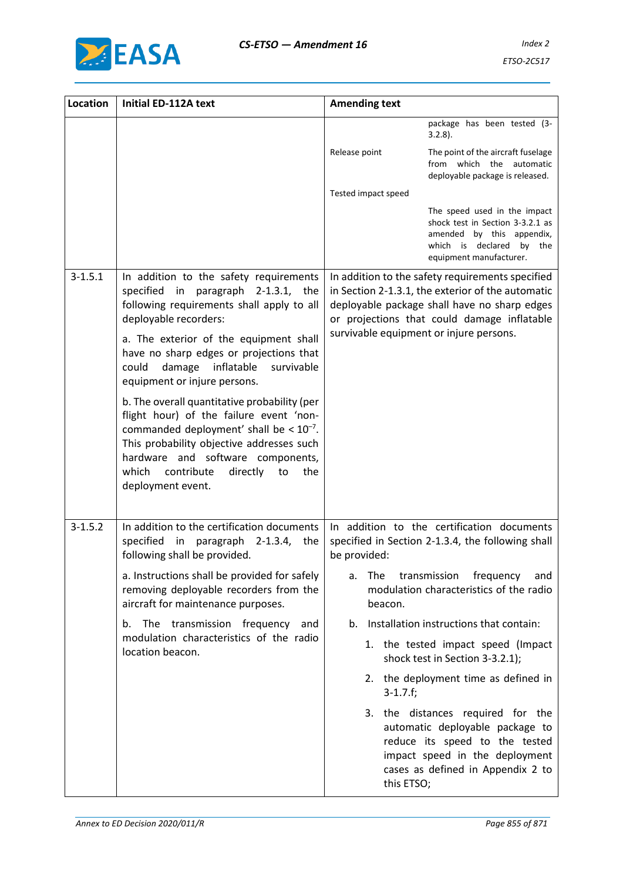| Location | Initial ED-112A text | Amending text |
|---|---|---|
| | | package has been tested (3-3.2.8).<br><br>Release point — The point of the aircraft fuselage from which the automatic deployable package is released.<br><br>Tested impact speed — The speed used in the impact shock test in Section 3-3.2.1 as amended by this appendix, which is declared by the equipment manufacturer. |
| 3-1.5.1 | In addition to the safety requirements specified in paragraph 2-1.3.1, the following requirements shall apply to all deployable recorders:<br><br>a. The exterior of the equipment shall have no sharp edges or projections that could damage inflatable survivable equipment or injure persons.<br><br>b. The overall quantitative probability (per flight hour) of the failure event 'non-commanded deployment' shall be < $10^{-7}$. This probability objective addresses such hardware and software components, which contribute directly to the deployment event. | In addition to the safety requirements specified in Section 2-1.3.1, the exterior of the automatic deployable package shall have no sharp edges or projections that could damage inflatable survivable equipment or injure persons. |
| 3-1.5.2 | In addition to the certification documents specified in paragraph 2-1.3.4, the following shall be provided.<br><br>a. Instructions shall be provided for safely removing deployable recorders from the aircraft for maintenance purposes.<br><br>b. The transmission frequency and modulation characteristics of the radio location beacon. | In addition to the certification documents specified in Section 2-1.3.4, the following shall be provided:<br><br>a. The transmission frequency and modulation characteristics of the radio beacon.<br><br>b. Installation instructions that contain:<br><br>1. the tested impact speed (Impact shock test in Section 3-3.2.1);<br><br>2. the deployment time as defined in 3-1.7.f;<br><br>3. the distances required for the automatic deployable package to reduce its speed to the tested impact speed in the deployment cases as defined in Appendix 2 to this ETSO; |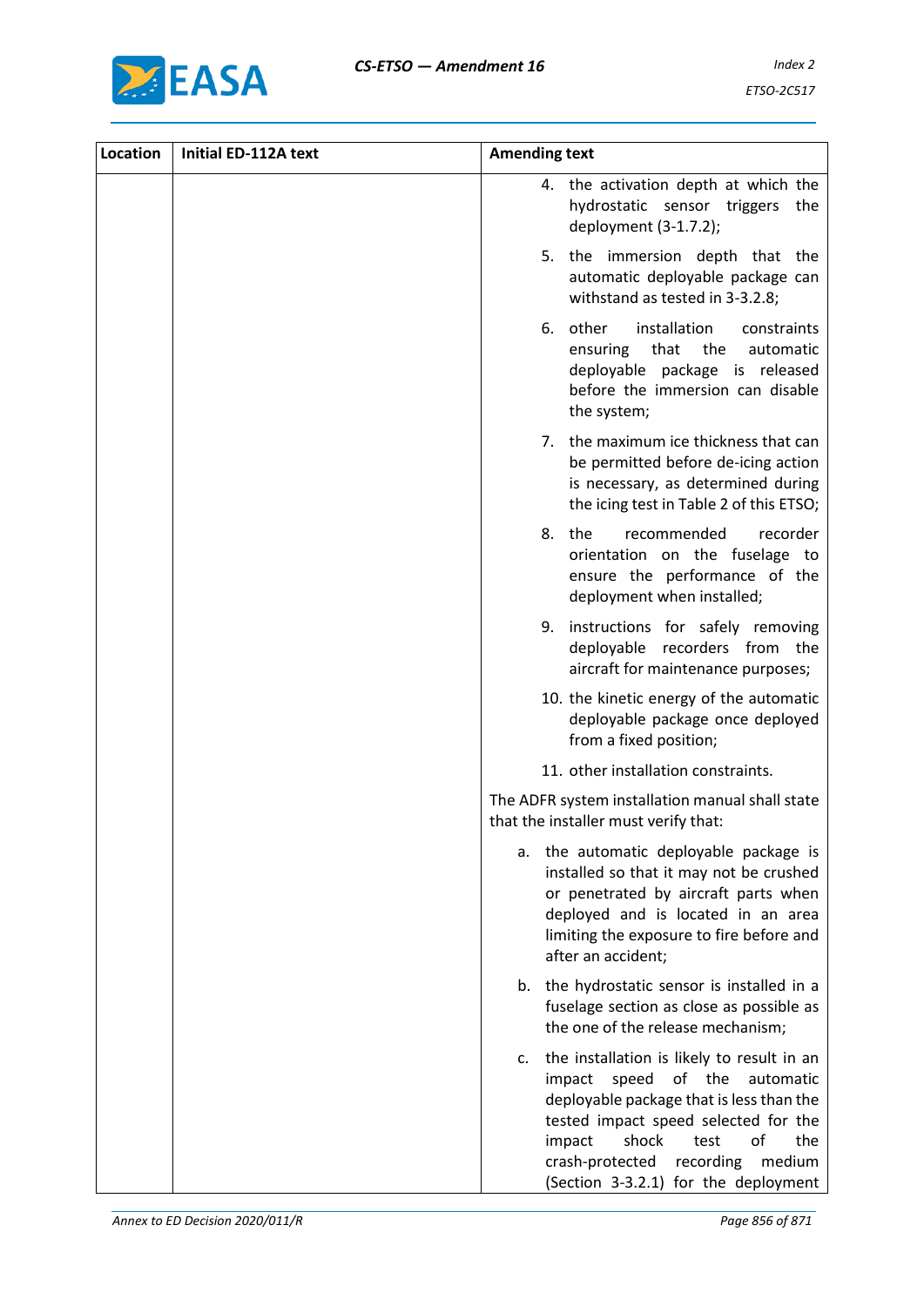| Location | Initial ED-112A text | Amending text |
|---|---|---|
| | | 4. the activation depth at which the hydrostatic sensor triggers the deployment (3-1.7.2);<br><br>5. the immersion depth that the automatic deployable package can withstand as tested in 3-3.2.8;<br><br>6. other installation constraints ensuring that the automatic deployable package is released before the immersion can disable the system;<br><br>7. the maximum ice thickness that can be permitted before de-icing action is necessary, as determined during the icing test in Table 2 of this ETSO;<br><br>8. the recommended recorder orientation on the fuselage to ensure the performance of the deployment when installed;<br><br>9. instructions for safely removing deployable recorders from the aircraft for maintenance purposes;<br><br>10. the kinetic energy of the automatic deployable package once deployed from a fixed position;<br><br>11. other installation constraints.<br><br>The ADFR system installation manual shall state that the installer must verify that:<br><br>a. the automatic deployable package is installed so that it may not be crushed or penetrated by aircraft parts when deployed and is located in an area limiting the exposure to fire before and after an accident;<br><br>b. the hydrostatic sensor is installed in a fuselage section as close as possible as the one of the release mechanism;<br><br>c. the installation is likely to result in an impact speed of the automatic deployable package that is less than the tested impact speed selected for the impact shock test of the crash-protected recording medium (Section 3-3.2.1) for the deployment |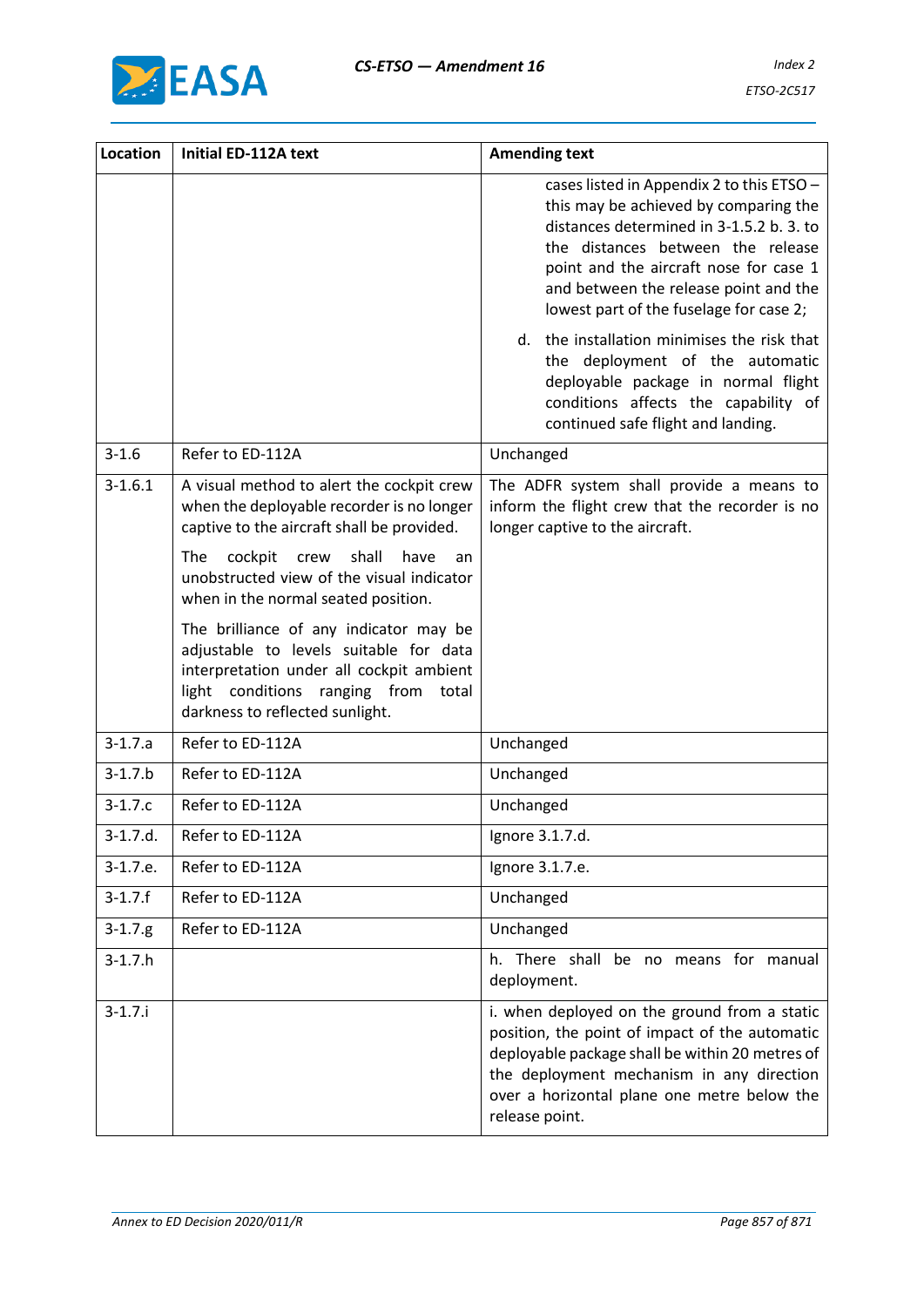| Location | Initial ED-112A text | Amending text |
|---|---|---|
| | | cases listed in Appendix 2 to this ETSO – this may be achieved by comparing the distances determined in 3-1.5.2 b. 3. to the distances between the release point and the aircraft nose for case 1 and between the release point and the lowest part of the fuselage for case 2;<br><br>d. the installation minimises the risk that the deployment of the automatic deployable package in normal flight conditions affects the capability of continued safe flight and landing. |
| 3-1.6 | Refer to ED-112A | Unchanged |
| 3-1.6.1 | A visual method to alert the cockpit crew when the deployable recorder is no longer captive to the aircraft shall be provided.<br><br>The cockpit crew shall have an unobstructed view of the visual indicator when in the normal seated position.<br><br>The brilliance of any indicator may be adjustable to levels suitable for data interpretation under all cockpit ambient light conditions ranging from total darkness to reflected sunlight. | The ADFR system shall provide a means to inform the flight crew that the recorder is no longer captive to the aircraft. |
| 3-1.7.a | Refer to ED-112A | Unchanged |
| 3-1.7.b | Refer to ED-112A | Unchanged |
| 3-1.7.c | Refer to ED-112A | Unchanged |
| 3-1.7.d. | Refer to ED-112A | Ignore 3.1.7.d. |
| 3-1.7.e. | Refer to ED-112A | Ignore 3.1.7.e. |
| 3-1.7.f | Refer to ED-112A | Unchanged |
| 3-1.7.g | Refer to ED-112A | Unchanged |
| 3-1.7.h | | h. There shall be no means for manual deployment. |
| 3-1.7.i | | i. when deployed on the ground from a static position, the point of impact of the automatic deployable package shall be within 20 metres of the deployment mechanism in any direction over a horizontal plane one metre below the release point. |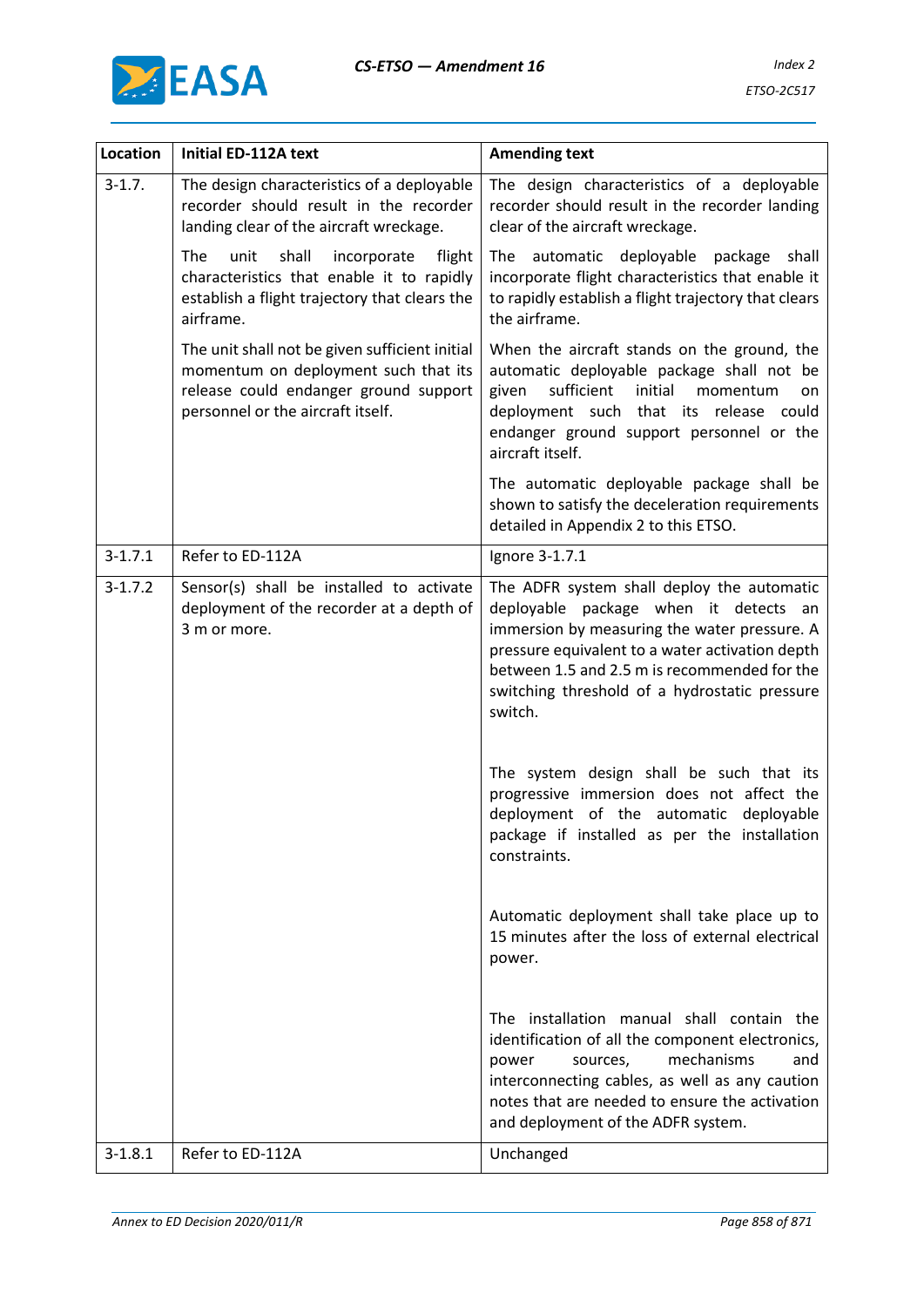| Location | Initial ED-112A text | Amending text |
|---|---|---|
| 3-1.7. | The design characteristics of a deployable recorder should result in the recorder landing clear of the aircraft wreckage.<br><br>The unit shall incorporate flight characteristics that enable it to rapidly establish a flight trajectory that clears the airframe.<br><br>The unit shall not be given sufficient initial momentum on deployment such that its release could endanger ground support personnel or the aircraft itself. | The design characteristics of a deployable recorder should result in the recorder landing clear of the aircraft wreckage.<br><br>The automatic deployable package shall incorporate flight characteristics that enable it to rapidly establish a flight trajectory that clears the airframe.<br><br>When the aircraft stands on the ground, the automatic deployable package shall not be given sufficient initial momentum on deployment such that its release could endanger ground support personnel or the aircraft itself.<br><br>The automatic deployable package shall be shown to satisfy the deceleration requirements detailed in Appendix 2 to this ETSO. |
| 3-1.7.1 | Refer to ED-112A | Ignore 3-1.7.1 |
| 3-1.7.2 | Sensor(s) shall be installed to activate deployment of the recorder at a depth of 3 m or more. | The ADFR system shall deploy the automatic deployable package when it detects an immersion by measuring the water pressure. A pressure equivalent to a water activation depth between 1.5 and 2.5 m is recommended for the switching threshold of a hydrostatic pressure switch.<br><br>The system design shall be such that its progressive immersion does not affect the deployment of the automatic deployable package if installed as per the installation constraints.<br><br>Automatic deployment shall take place up to 15 minutes after the loss of external electrical power.<br><br>The installation manual shall contain the identification of all the component electronics, power sources, mechanisms and interconnecting cables, as well as any caution notes that are needed to ensure the activation and deployment of the ADFR system. |
| 3-1.8.1 | Refer to ED-112A | Unchanged |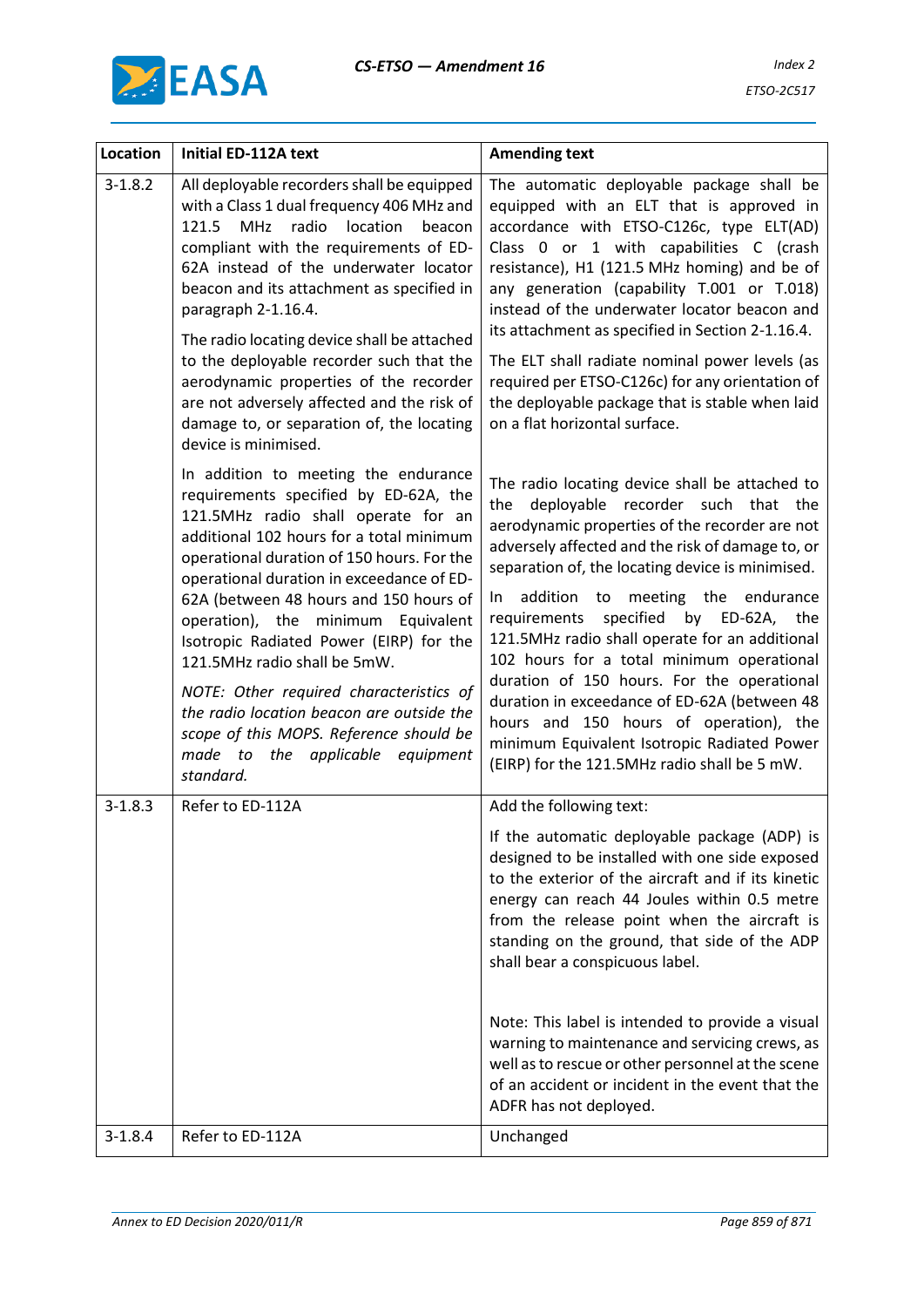| Location | Initial ED-112A text | Amending text |
|---|---|---|
| 3-1.8.2 | All deployable recorders shall be equipped with a Class 1 dual frequency 406 MHz and 121.5 MHz radio location beacon compliant with the requirements of ED-62A instead of the underwater locator beacon and its attachment as specified in paragraph 2-1.16.4.<br><br>The radio locating device shall be attached to the deployable recorder such that the aerodynamic properties of the recorder are not adversely affected and the risk of damage to, or separation of, the locating device is minimised.<br><br>In addition to meeting the endurance requirements specified by ED-62A, the 121.5MHz radio shall operate for an additional 102 hours for a total minimum operational duration of 150 hours. For the operational duration in exceedance of ED-62A (between 48 hours and 150 hours of operation), the minimum Equivalent Isotropic Radiated Power (EIRP) for the 121.5MHz radio shall be 5mW.<br><br>*NOTE: Other required characteristics of the radio location beacon are outside the scope of this MOPS. Reference should be made to the applicable equipment standard.* | The automatic deployable package shall be equipped with an ELT that is approved in accordance with ETSO-C126c, type ELT(AD) Class 0 or 1 with capabilities C (crash resistance), H1 (121.5 MHz homing) and be of any generation (capability T.001 or T.018) instead of the underwater locator beacon and its attachment as specified in Section 2-1.16.4.<br><br>The ELT shall radiate nominal power levels (as required per ETSO-C126c) for any orientation of the deployable package that is stable when laid on a flat horizontal surface.<br><br>The radio locating device shall be attached to the deployable recorder such that the aerodynamic properties of the recorder are not adversely affected and the risk of damage to, or separation of, the locating device is minimised.<br><br>In addition to meeting the endurance requirements specified by ED-62A, the 121.5MHz radio shall operate for an additional 102 hours for a total minimum operational duration of 150 hours. For the operational duration in exceedance of ED-62A (between 48 hours and 150 hours of operation), the minimum Equivalent Isotropic Radiated Power (EIRP) for the 121.5MHz radio shall be 5 mW. |
| 3-1.8.3 | Refer to ED-112A | Add the following text:<br><br>If the automatic deployable package (ADP) is designed to be installed with one side exposed to the exterior of the aircraft and if its kinetic energy can reach 44 Joules within 0.5 metre from the release point when the aircraft is standing on the ground, that side of the ADP shall bear a conspicuous label.<br><br>Note: This label is intended to provide a visual warning to maintenance and servicing crews, as well as to rescue or other personnel at the scene of an accident or incident in the event that the ADFR has not deployed. |
| 3-1.8.4 | Refer to ED-112A | Unchanged |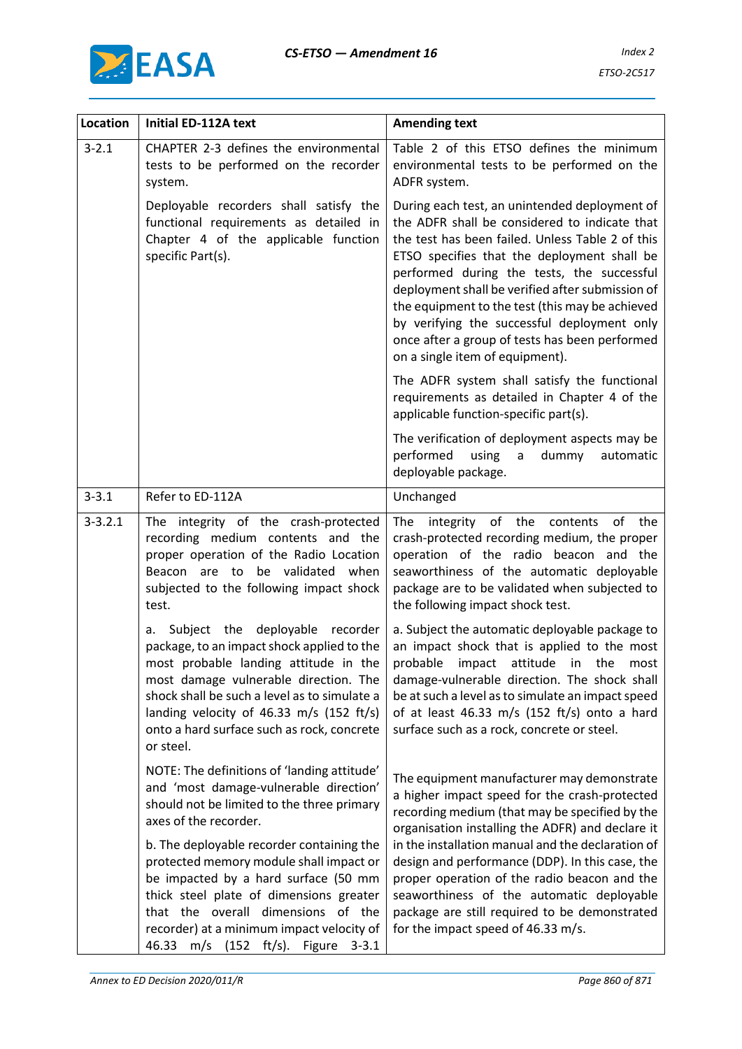| Location | Initial ED-112A text | Amending text |
|---|---|---|
| 3-2.1 | CHAPTER 2-3 defines the environmental tests to be performed on the recorder system.<br><br>Deployable recorders shall satisfy the functional requirements as detailed in Chapter 4 of the applicable function specific Part(s). | Table 2 of this ETSO defines the minimum environmental tests to be performed on the ADFR system.<br><br>During each test, an unintended deployment of the ADFR shall be considered to indicate that the test has been failed. Unless Table 2 of this ETSO specifies that the deployment shall be performed during the tests, the successful deployment shall be verified after submission of the equipment to the test (this may be achieved by verifying the successful deployment only once after a group of tests has been performed on a single item of equipment).<br><br>The ADFR system shall satisfy the functional requirements as detailed in Chapter 4 of the applicable function-specific part(s).<br><br>The verification of deployment aspects may be performed using a dummy automatic deployable package. |
| 3-3.1 | Refer to ED-112A | Unchanged |
| 3-3.2.1 | The integrity of the crash-protected recording medium contents and the proper operation of the Radio Location Beacon are to be validated when subjected to the following impact shock test.<br><br>a. Subject the deployable recorder package, to an impact shock applied to the most probable landing attitude in the most damage vulnerable direction. The shock shall be such a level as to simulate a landing velocity of 46.33 m/s (152 ft/s) onto a hard surface such as rock, concrete or steel.<br><br>NOTE: The definitions of 'landing attitude' and 'most damage-vulnerable direction' should not be limited to the three primary axes of the recorder.<br><br>b. The deployable recorder containing the protected memory module shall impact or be impacted by a hard surface (50 mm thick steel plate of dimensions greater that the overall dimensions of the recorder) at a minimum impact velocity of 46.33 m/s (152 ft/s). Figure 3-3.1 | The integrity of the contents of the crash-protected recording medium, the proper operation of the radio beacon and the seaworthiness of the automatic deployable package are to be validated when subjected to the following impact shock test.<br><br>a. Subject the automatic deployable package to an impact shock that is applied to the most probable impact attitude in the most damage-vulnerable direction. The shock shall be at such a level as to simulate an impact speed of at least 46.33 m/s (152 ft/s) onto a hard surface such as a rock, concrete or steel.<br><br>The equipment manufacturer may demonstrate a higher impact speed for the crash-protected recording medium (that may be specified by the organisation installing the ADFR) and declare it in the installation manual and the declaration of design and performance (DDP). In this case, the proper operation of the radio beacon and the seaworthiness of the automatic deployable package are still required to be demonstrated for the impact speed of 46.33 m/s. |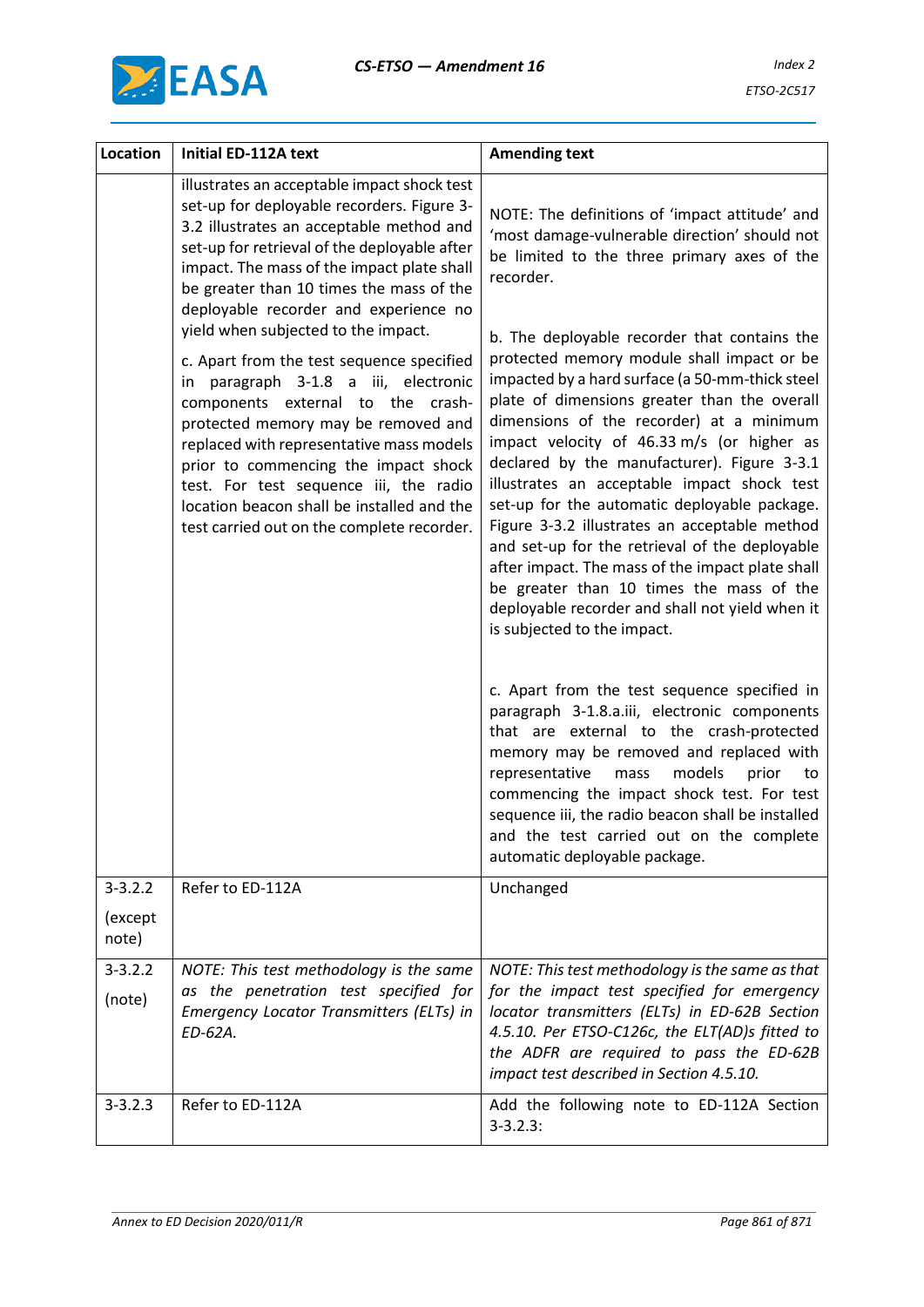| Location | Initial ED-112A text | Amending text |
|---|---|---|
| | illustrates an acceptable impact shock test set-up for deployable recorders. Figure 3-3.2 illustrates an acceptable method and set-up for retrieval of the deployable after impact. The mass of the impact plate shall be greater than 10 times the mass of the deployable recorder and experience no yield when subjected to the impact.<br><br>c. Apart from the test sequence specified in paragraph 3-1.8 a iii, electronic components external to the crash-protected memory may be removed and replaced with representative mass models prior to commencing the impact shock test. For test sequence iii, the radio location beacon shall be installed and the test carried out on the complete recorder. | NOTE: The definitions of 'impact attitude' and 'most damage-vulnerable direction' should not be limited to the three primary axes of the recorder.<br><br>b. The deployable recorder that contains the protected memory module shall impact or be impacted by a hard surface (a 50-mm-thick steel plate of dimensions greater than the overall dimensions of the recorder) at a minimum impact velocity of 46.33 m/s (or higher as declared by the manufacturer). Figure 3-3.1 illustrates an acceptable impact shock test set-up for the automatic deployable package. Figure 3-3.2 illustrates an acceptable method and set-up for the retrieval of the deployable after impact. The mass of the impact plate shall be greater than 10 times the mass of the deployable recorder and shall not yield when it is subjected to the impact.<br><br>c. Apart from the test sequence specified in paragraph 3-1.8.a.iii, electronic components that are external to the crash-protected memory may be removed and replaced with representative mass models prior to commencing the impact shock test. For test sequence iii, the radio beacon shall be installed and the test carried out on the complete automatic deployable package. |
| 3-3.2.2<br><br>(except note) | Refer to ED-112A | Unchanged |
| 3-3.2.2<br><br>(note) | *NOTE: This test methodology is the same as the penetration test specified for Emergency Locator Transmitters (ELTs) in ED-62A.* | *NOTE: This test methodology is the same as that for the impact test specified for emergency locator transmitters (ELTs) in ED-62B Section 4.5.10. Per ETSO-C126c, the ELT(AD)s fitted to the ADFR are required to pass the ED-62B impact test described in Section 4.5.10.* |
| 3-3.2.3 | Refer to ED-112A | Add the following note to ED-112A Section 3-3.2.3: |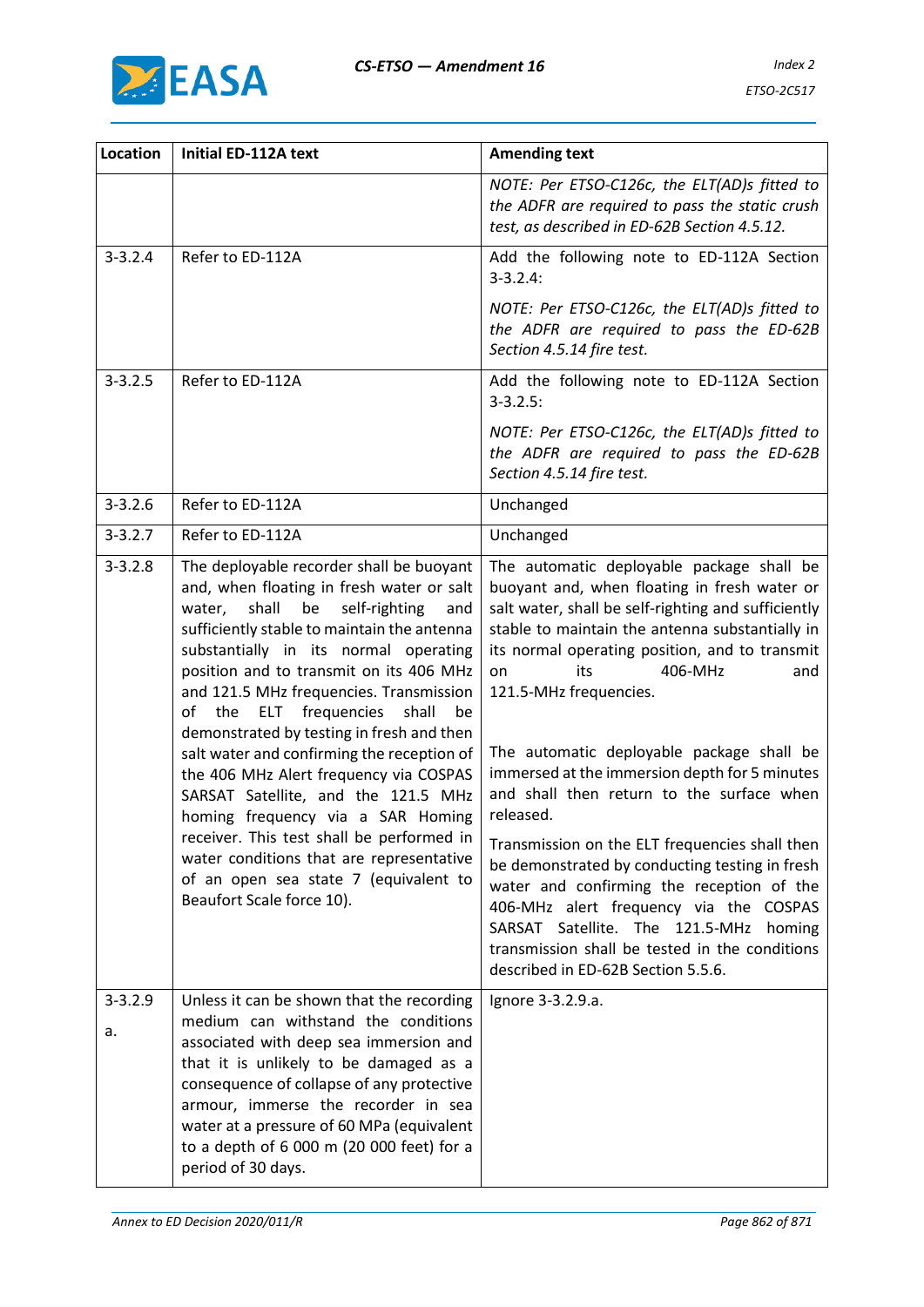| Location | Initial ED-112A text | Amending text |
|---|---|---|
| | | *NOTE: Per ETSO-C126c, the ELT(AD)s fitted to the ADFR are required to pass the static crush test, as described in ED-62B Section 4.5.12.* |
| 3-3.2.4 | Refer to ED-112A | Add the following note to ED-112A Section 3-3.2.4:<br><br>*NOTE: Per ETSO-C126c, the ELT(AD)s fitted to the ADFR are required to pass the ED-62B Section 4.5.14 fire test.* |
| 3-3.2.5 | Refer to ED-112A | Add the following note to ED-112A Section 3-3.2.5:<br><br>*NOTE: Per ETSO-C126c, the ELT(AD)s fitted to the ADFR are required to pass the ED-62B Section 4.5.14 fire test.* |
| 3-3.2.6 | Refer to ED-112A | Unchanged |
| 3-3.2.7 | Refer to ED-112A | Unchanged |
| 3-3.2.8 | The deployable recorder shall be buoyant and, when floating in fresh water or salt water, shall be self-righting and sufficiently stable to maintain the antenna substantially in its normal operating position and to transmit on its 406 MHz and 121.5 MHz frequencies. Transmission of the ELT frequencies shall be demonstrated by testing in fresh and then salt water and confirming the reception of the 406 MHz Alert frequency via COSPAS SARSAT Satellite, and the 121.5 MHz homing frequency via a SAR Homing receiver. This test shall be performed in water conditions that are representative of an open sea state 7 (equivalent to Beaufort Scale force 10). | The automatic deployable package shall be buoyant and, when floating in fresh water or salt water, shall be self-righting and sufficiently stable to maintain the antenna substantially in its normal operating position, and to transmit on its 406-MHz and 121.5-MHz frequencies.<br><br>The automatic deployable package shall be immersed at the immersion depth for 5 minutes and shall then return to the surface when released.<br><br>Transmission on the ELT frequencies shall then be demonstrated by conducting testing in fresh water and confirming the reception of the 406-MHz alert frequency via the COSPAS SARSAT Satellite. The 121.5-MHz homing transmission shall be tested in the conditions described in ED-62B Section 5.5.6. |
| 3-3.2.9<br><br>a. | Unless it can be shown that the recording medium can withstand the conditions associated with deep sea immersion and that it is unlikely to be damaged as a consequence of collapse of any protective armour, immerse the recorder in sea water at a pressure of 60 MPa (equivalent to a depth of 6 000 m (20 000 feet) for a period of 30 days. | Ignore 3-3.2.9.a. |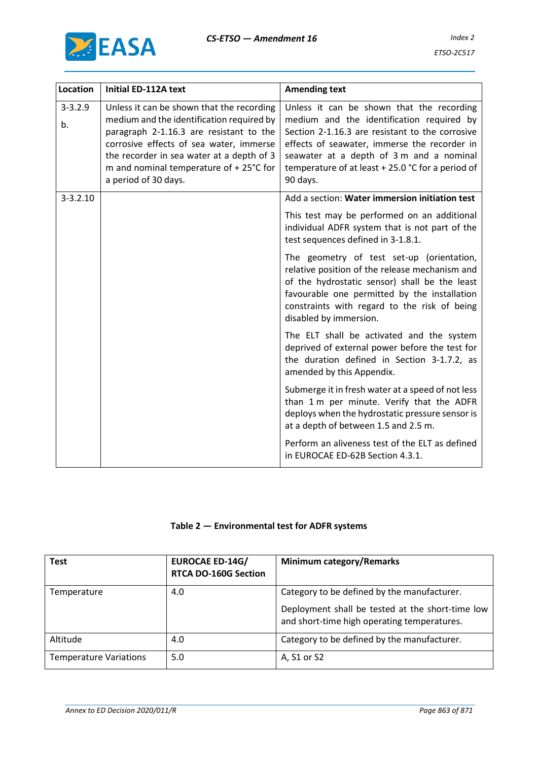| Location | Initial ED-112A text | Amending text |
| --- | --- | --- |
| 3-3.2.9 b. | Unless it can be shown that the recording medium and the identification required by paragraph 2-1.16.3 are resistant to the corrosive effects of sea water, immerse the recorder in sea water at a depth of 3 m and nominal temperature of + 25°C for a period of 30 days. | Unless it can be shown that the recording medium and the identification required by Section 2-1.16.3 are resistant to the corrosive effects of seawater, immerse the recorder in seawater at a depth of 3 m and a nominal temperature of at least + 25.0 °C for a period of 90 days. |
| 3-3.2.10 | | Add a section: **Water immersion initiation test**<br><br>This test may be performed on an additional individual ADFR system that is not part of the test sequences defined in 3-1.8.1.<br><br>The geometry of test set-up (orientation, relative position of the release mechanism and of the hydrostatic sensor) shall be the least favourable one permitted by the installation constraints with regard to the risk of being disabled by immersion.<br><br>The ELT shall be activated and the system deprived of external power before the test for the duration defined in Section 3-1.7.2, as amended by this Appendix.<br><br>Submerge it in fresh water at a speed of not less than 1 m per minute. Verify that the ADFR deploys when the hydrostatic pressure sensor is at a depth of between 1.5 and 2.5 m.<br><br>Perform an aliveness test of the ELT as defined in EUROCAE ED-62B Section 4.3.1. |

**Table 2 — Environmental test for ADFR systems**

| Test | EUROCAE ED-14G/ RTCA DO-160G Section | Minimum category/Remarks |
| --- | --- | --- |
| Temperature | 4.0 | Category to be defined by the manufacturer.<br><br>Deployment shall be tested at the short-time low and short-time high operating temperatures. |
| Altitude | 4.0 | Category to be defined by the manufacturer. |
| Temperature Variations | 5.0 | A, S1 or S2 |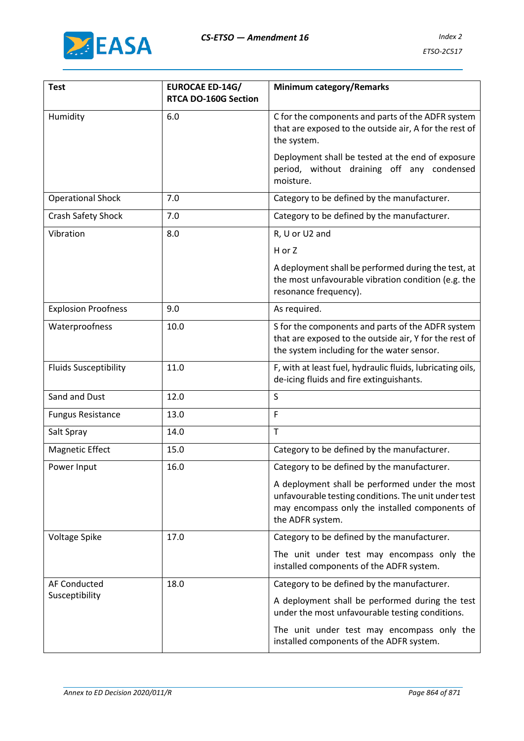| Test | EUROCAE ED-14G/ RTCA DO-160G Section | Minimum category/Remarks |
|---|---|---|
| Humidity | 6.0 | C for the components and parts of the ADFR system that are exposed to the outside air, A for the rest of the system.<br><br>Deployment shall be tested at the end of exposure period, without draining off any condensed moisture. |
| Operational Shock | 7.0 | Category to be defined by the manufacturer. |
| Crash Safety Shock | 7.0 | Category to be defined by the manufacturer. |
| Vibration | 8.0 | R, U or U2 and<br><br>H or Z<br><br>A deployment shall be performed during the test, at the most unfavourable vibration condition (e.g. the resonance frequency). |
| Explosion Proofness | 9.0 | As required. |
| Waterproofness | 10.0 | S for the components and parts of the ADFR system that are exposed to the outside air, Y for the rest of the system including for the water sensor. |
| Fluids Susceptibility | 11.0 | F, with at least fuel, hydraulic fluids, lubricating oils, de-icing fluids and fire extinguishants. |
| Sand and Dust | 12.0 | S |
| Fungus Resistance | 13.0 | F |
| Salt Spray | 14.0 | T |
| Magnetic Effect | 15.0 | Category to be defined by the manufacturer. |
| Power Input | 16.0 | Category to be defined by the manufacturer.<br><br>A deployment shall be performed under the most unfavourable testing conditions. The unit under test may encompass only the installed components of the ADFR system. |
| Voltage Spike | 17.0 | Category to be defined by the manufacturer.<br><br>The unit under test may encompass only the installed components of the ADFR system. |
| AF Conducted Susceptibility | 18.0 | Category to be defined by the manufacturer.<br><br>A deployment shall be performed during the test under the most unfavourable testing conditions.<br><br>The unit under test may encompass only the installed components of the ADFR system. |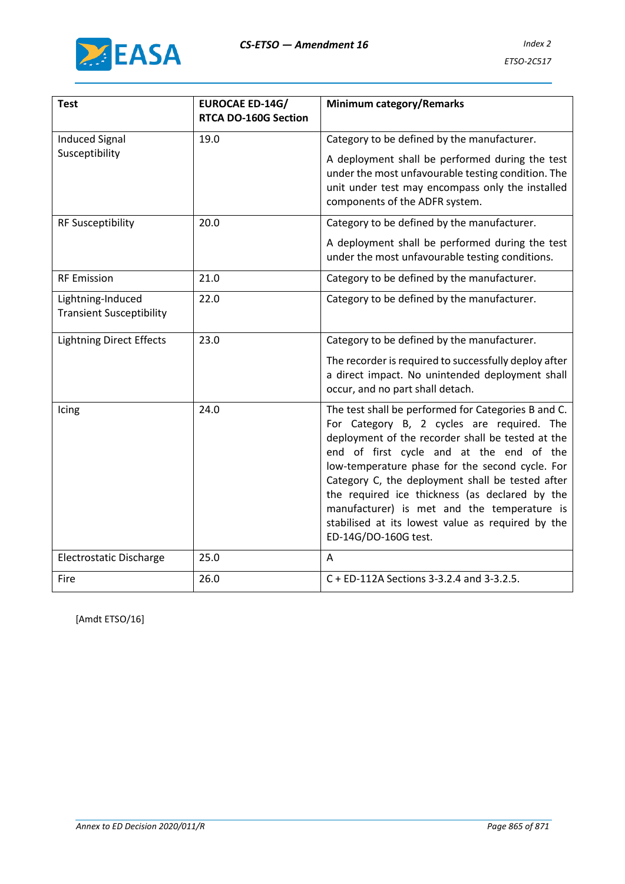| Test | EUROCAE ED-14G/ RTCA DO-160G Section | Minimum category/Remarks |
|---|---|---|
| Induced Signal Susceptibility | 19.0 | Category to be defined by the manufacturer.<br><br>A deployment shall be performed during the test under the most unfavourable testing condition. The unit under test may encompass only the installed components of the ADFR system. |
| RF Susceptibility | 20.0 | Category to be defined by the manufacturer.<br><br>A deployment shall be performed during the test under the most unfavourable testing conditions. |
| RF Emission | 21.0 | Category to be defined by the manufacturer. |
| Lightning-Induced Transient Susceptibility | 22.0 | Category to be defined by the manufacturer. |
| Lightning Direct Effects | 23.0 | Category to be defined by the manufacturer.<br><br>The recorder is required to successfully deploy after a direct impact. No unintended deployment shall occur, and no part shall detach. |
| Icing | 24.0 | The test shall be performed for Categories B and C. For Category B, 2 cycles are required. The deployment of the recorder shall be tested at the end of first cycle and at the end of the low-temperature phase for the second cycle. For Category C, the deployment shall be tested after the required ice thickness (as declared by the manufacturer) is met and the temperature is stabilised at its lowest value as required by the ED-14G/DO-160G test. |
| Electrostatic Discharge | 25.0 | A |
| Fire | 26.0 | C + ED-112A Sections 3-3.2.4 and 3-3.2.5. |

[Amdt ETSO/16]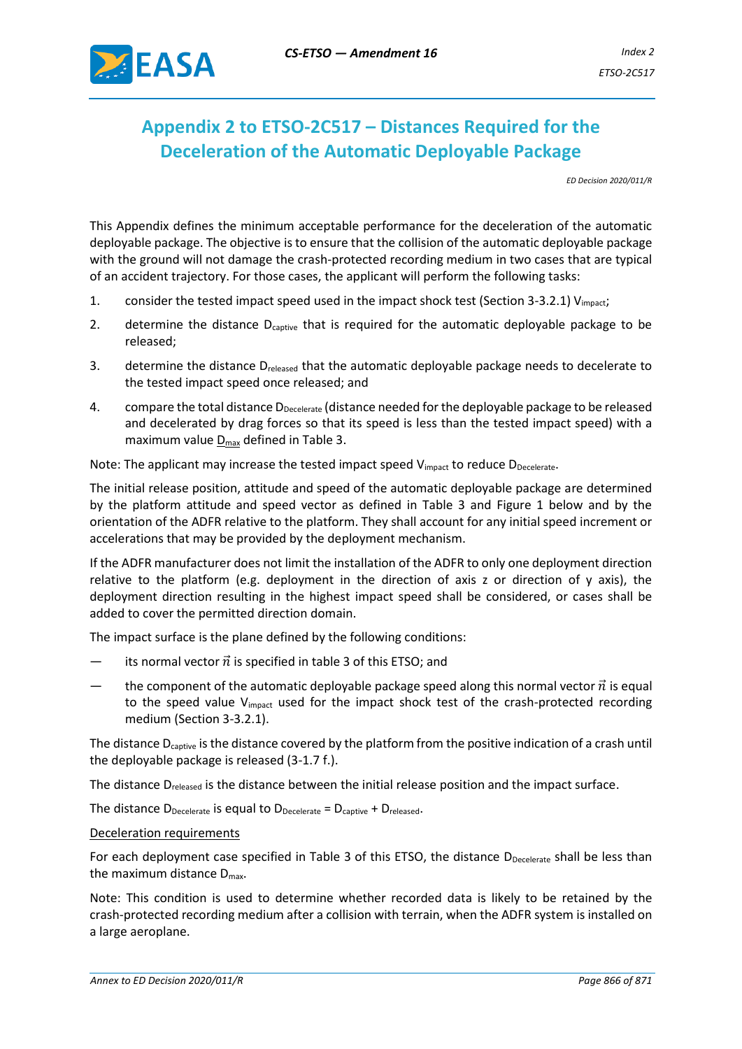# Appendix 2 to ETSO-2C517 – Distances Required for the Deceleration of the Automatic Deployable Package

*ED Decision 2020/011/R*

This Appendix defines the minimum acceptable performance for the deceleration of the automatic deployable package. The objective is to ensure that the collision of the automatic deployable package with the ground will not damage the crash-protected recording medium in two cases that are typical of an accident trajectory. For those cases, the applicant will perform the following tasks:

1. consider the tested impact speed used in the impact shock test (Section 3-3.2.1) $V_{impact}$;
2. determine the distance $D_{captive}$ that is required for the automatic deployable package to be released;
3. determine the distance $D_{released}$ that the automatic deployable package needs to decelerate to the tested impact speed once released; and
4. compare the total distance $D_{Decelerate}$ (distance needed for the deployable package to be released and decelerated by drag forces so that its speed is less than the tested impact speed) with a maximum value $D_{max}$ defined in Table 3.

Note: The applicant may increase the tested impact speed $V_{impact}$ to reduce $D_{Decelerate}$.

The initial release position, attitude and speed of the automatic deployable package are determined by the platform attitude and speed vector as defined in Table 3 and Figure 1 below and by the orientation of the ADFR relative to the platform. They shall account for any initial speed increment or accelerations that may be provided by the deployment mechanism.

If the ADFR manufacturer does not limit the installation of the ADFR to only one deployment direction relative to the platform (e.g. deployment in the direction of axis z or direction of y axis), the deployment direction resulting in the highest impact speed shall be considered, or cases shall be added to cover the permitted direction domain.

The impact surface is the plane defined by the following conditions:

— its normal vector $\vec{n}$ is specified in table 3 of this ETSO; and

— the component of the automatic deployable package speed along this normal vector $\vec{n}$ is equal to the speed value $V_{impact}$ used for the impact shock test of the crash-protected recording medium (Section 3-3.2.1).

The distance $D_{captive}$ is the distance covered by the platform from the positive indication of a crash until the deployable package is released (3-1.7 f.).

The distance $D_{released}$ is the distance between the initial release position and the impact surface.

The distance $D_{Decelerate}$ is equal to $D_{Decelerate} = D_{captive} + D_{released}$.

Deceleration requirements

For each deployment case specified in Table 3 of this ETSO, the distance $D_{Decelerate}$ shall be less than the maximum distance $D_{max}$.

Note: This condition is used to determine whether recorded data is likely to be retained by the crash-protected recording medium after a collision with terrain, when the ADFR system is installed on a large aeroplane.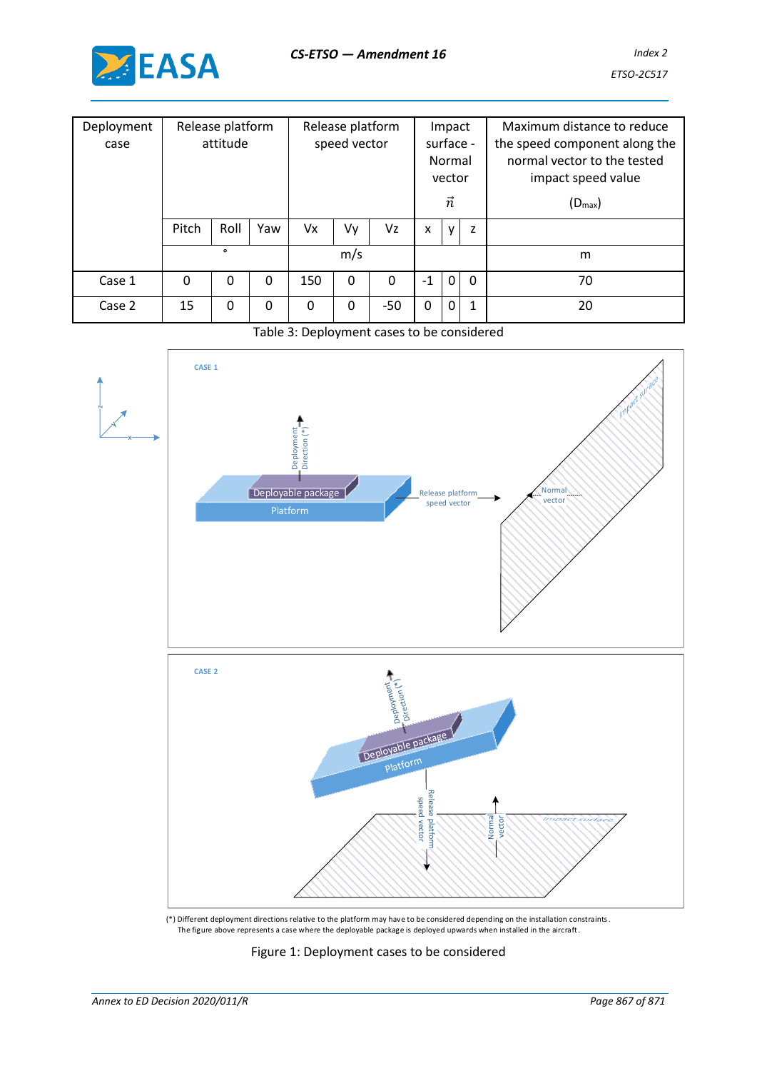| Deployment case | Release platform attitude | | | Release platform speed vector | | | Impact surface - Normal vector $\vec{n}$ | | | Maximum distance to reduce the speed component along the normal vector to the tested impact speed value ($D_{max}$) |
|---|---|---|---|---|---|---|---|---|---|---|
| | Pitch | Roll | Yaw | Vx | Vy | Vz | x | y | z | |
| | ° | | | m/s | | | | | | m |
| Case 1 | 0 | 0 | 0 | 150 | 0 | 0 | -1 | 0 | 0 | 70 |
| Case 2 | 15 | 0 | 0 | 0 | 0 | -50 | 0 | 0 | 1 | 20 |

Table 3: Deployment cases to be considered

(*) Different deployment directions relative to the platform may have to be considered depending on the installation constraints. The figure above represents a case where the deployable package is deployed upwards when installed in the aircraft.

Figure 1: Deployment cases to be considered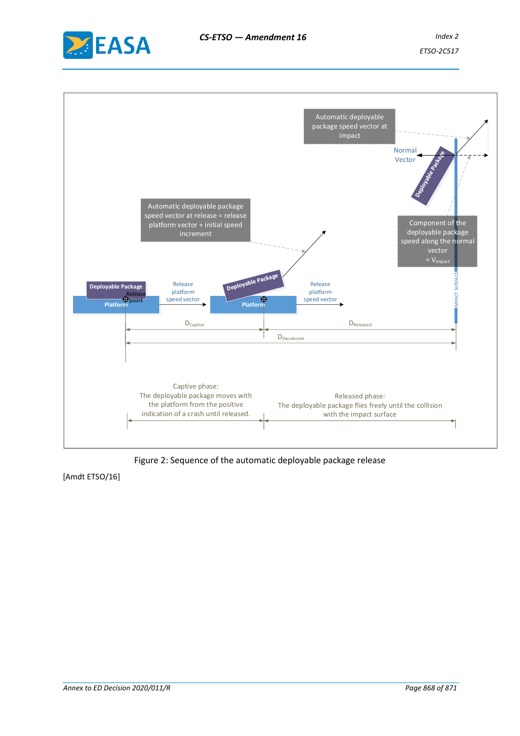Automatic deployable package speed vector at impact

Normal Vector

Deployable Package

Automatic deployable package speed vector at release = release platform vector + initial speed increment

Component of the deployable package speed along the normal vector = $V_{impact}$

Deployable Package

Release point

Platform

Release platform speed vector

Deployable Package

Platform

Release platform speed vector

IMPACT SURFACE

$D_{Captive}$

$D_{Released}$

$D_{Decelerate}$

Captive phase:
The deployable package moves with the platform from the positive indication of a crash until released.

Released phase:
The deployable package flies freely until the collision with the impact surface

Figure 2: Sequence of the automatic deployable package release

[Amdt ETSO/16]